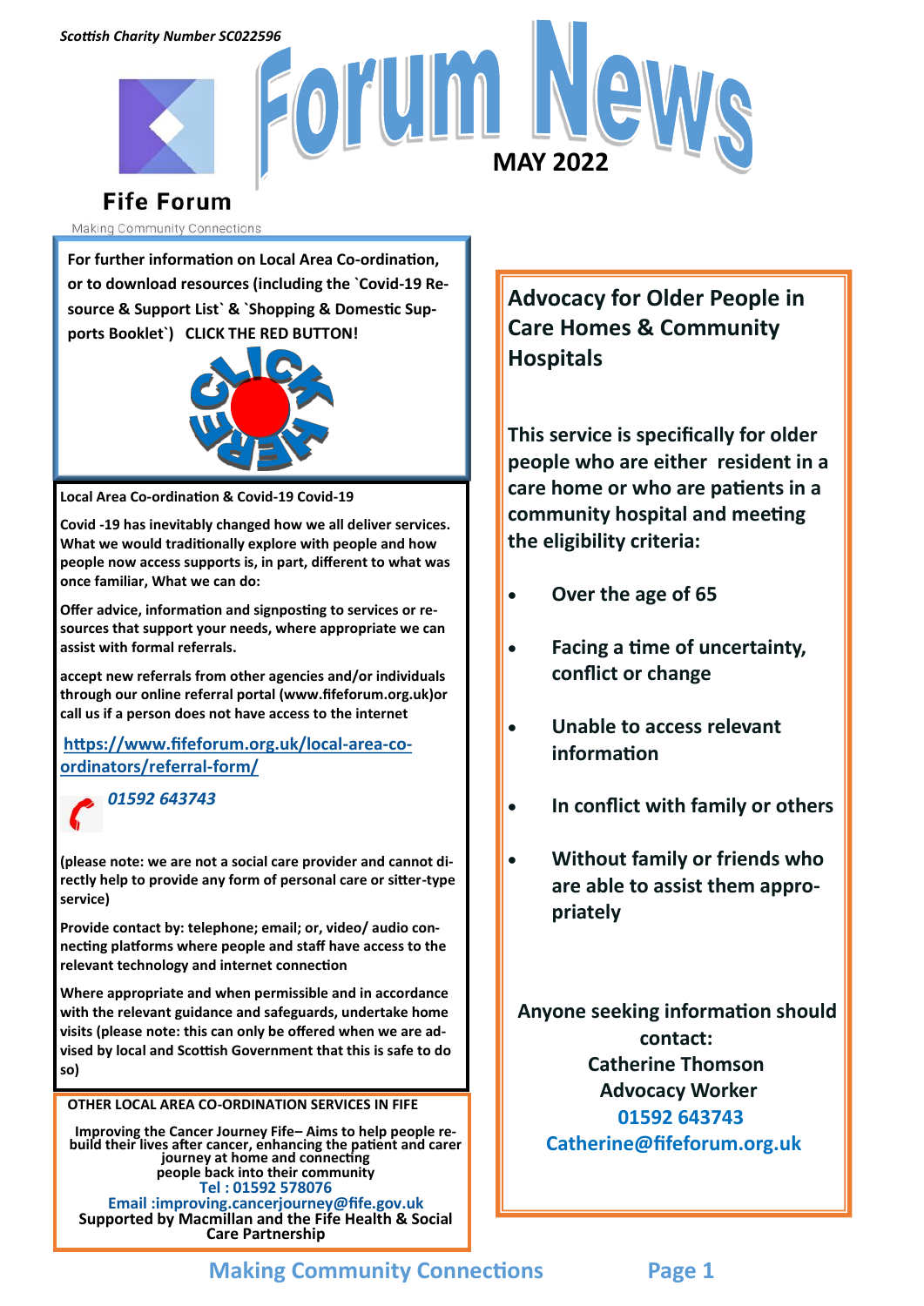*Scottish Charity Number SC022596*

# Forum News

**MAY 2022**

**Fife Forum**

Making Community Connections

**For further information on Local Area Co-ordination, or to download resources (including the `Covid-19 Resource & Support List` & `Shopping & Domestic Supports Booklet`) CLICK THE RED BUTTON!**

CLICK HERE

**Local Area Co-ordination & Covid-19 Covid-19**

**Covid -19 has inevitably changed how we all deliver services. What we would traditionally explore with people and how people now access supports is, in part, different to what was once familiar, What we can do:**

**Offer advice, information and signposting to services or resources that support your needs, where appropriate we can assist with formal referrals.**

**accept new referrals from other agencies and/or individuals through our online referral portal (www.fifeforum.org.uk)or call us if a person does not have access to the internet**

**https://www.fifeforum.org.uk/local-area-co-ordinators/referral-form/**

***01592 643743***

**(please note: we are not a social care provider and cannot directly help to provide any form of personal care or sitter-type service)**

**Provide contact by: telephone; email; or, video/ audio connecting platforms where people and staff have access to the relevant technology and internet connection**

**Where appropriate and when permissible and in accordance with the relevant guidance and safeguards, undertake home visits (please note: this can only be offered when we are advised by local and Scottish Government that this is safe to do so)**

**OTHER LOCAL AREA CO-ORDINATION SERVICES IN FIFE**

**Improving the Cancer Journey Fife– Aims to help people rebuild their lives after cancer, enhancing the patient and carer journey at home and connecting people back into their community**
**Tel : 01592 578076**
**Email :improving.cancerjourney@fife.gov.uk**
**Supported by Macmillan and the Fife Health & Social Care Partnership**

## Advocacy for Older People in Care Homes & Community Hospitals

**This service is specifically for older people who are either resident in a care home or who are patients in a community hospital and meeting the eligibility criteria:**

- **Over the age of 65**
- **Facing a time of uncertainty, conflict or change**
- **Unable to access relevant information**
- **In conflict with family or others**
- **Without family or friends who are able to assist them appropriately**

**Anyone seeking information should contact:**
**Catherine Thomson**
**Advocacy Worker**
**01592 643743**
**Catherine@fifeforum.org.uk**

**Making Community Connections**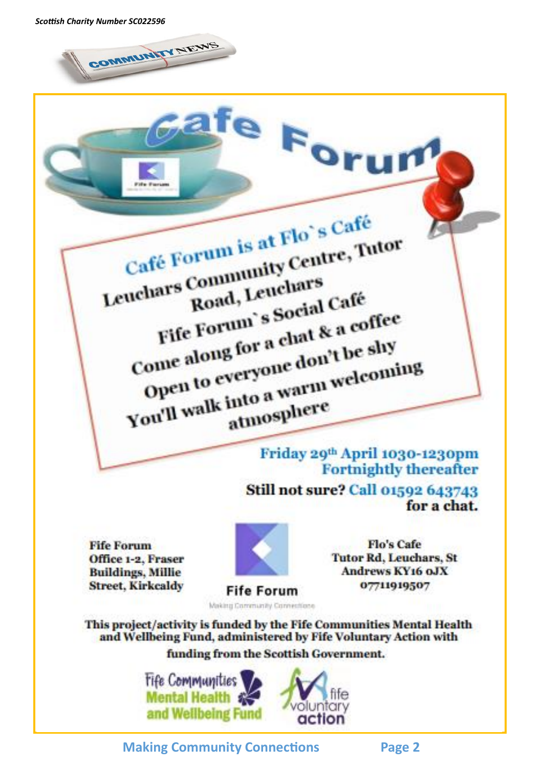*Scottish Charity Number SC022596*

COMMUNITY NEWS

# Cafe Forum

## Café Forum is at Flo`s Café

**Leuchars Community Centre, Tutor Road, Leuchars**

**Fife Forum`s Social Café**

**Come along for a chat & a coffee**

**Open to everyone don't be shy**

**You'll walk into a warm welcoming atmosphere**

**Friday 29th April 1030-1230pm**
**Fortnightly thereafter**

**Still not sure? Call 01592 643743 for a chat.**

**Fife Forum**
**Office 1-2, Fraser Buildings, Millie Street, Kirkcaldy**

Fife Forum
Making Community Connections

**Flo's Cafe**
**Tutor Rd, Leuchars, St Andrews KY16 0JX**
**07711919507**

**This project/activity is funded by the Fife Communities Mental Health and Wellbeing Fund, administered by Fife Voluntary Action with funding from the Scottish Government.**

Fife Communities Mental Health and Wellbeing Fund

fife voluntary action

**Making Community Connections**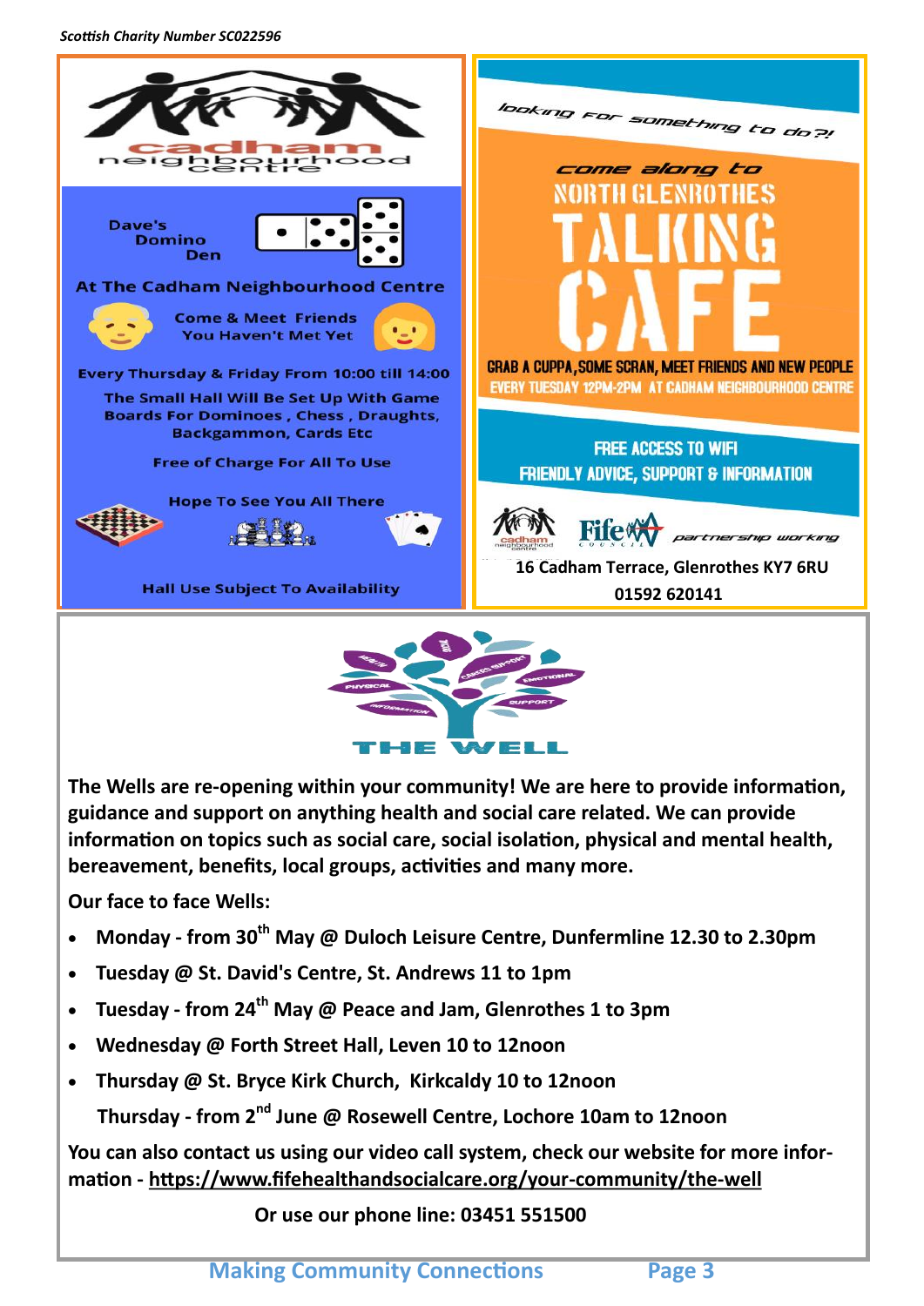*Scottish Charity Number SC022596*

## Dave's Domino Den

**At The Cadham Neighbourhood Centre**

Come & Meet Friends You Haven't Met Yet

**Every Thursday & Friday From 10:00 till 14:00**

The Small Hall Will Be Set Up With Game Boards For Dominoes, Chess, Draughts, Backgammon, Cards Etc

Free of Charge For All To Use

Hope To See You All There

Hall Use Subject To Availability

## Looking for something to do?!

Come along to

# NORTH GLENROTHES TALKING CAFE

GRAB A CUPPA, SOME SCRAN, MEET FRIENDS AND NEW PEOPLE

EVERY TUESDAY 12PM-2PM AT CADHAM NEIGHBOURHOOD CENTRE

FREE ACCESS TO WIFI

FRIENDLY ADVICE, SUPPORT & INFORMATION

partnership working

16 Cadham Terrace, Glenrothes KY7 6RU

01592 620141

## THE WELL

**The Wells are re-opening within your community! We are here to provide information, guidance and support on anything health and social care related. We can provide information on topics such as social care, social isolation, physical and mental health, bereavement, benefits, local groups, activities and many more.**

**Our face to face Wells:**

- **Monday - from 30th May @ Duloch Leisure Centre, Dunfermline 12.30 to 2.30pm**
- **Tuesday @ St. David's Centre, St. Andrews 11 to 1pm**
- **Tuesday - from 24th May @ Peace and Jam, Glenrothes 1 to 3pm**
- **Wednesday @ Forth Street Hall, Leven 10 to 12noon**
- **Thursday @ St. Bryce Kirk Church, Kirkcaldy 10 to 12noon**

  **Thursday - from 2nd June @ Rosewell Centre, Lochore 10am to 12noon**

**You can also contact us using our video call system, check our website for more information - https://www.fifehealthandsocialcare.org/your-community/the-well**

**Or use our phone line: 03451 551500**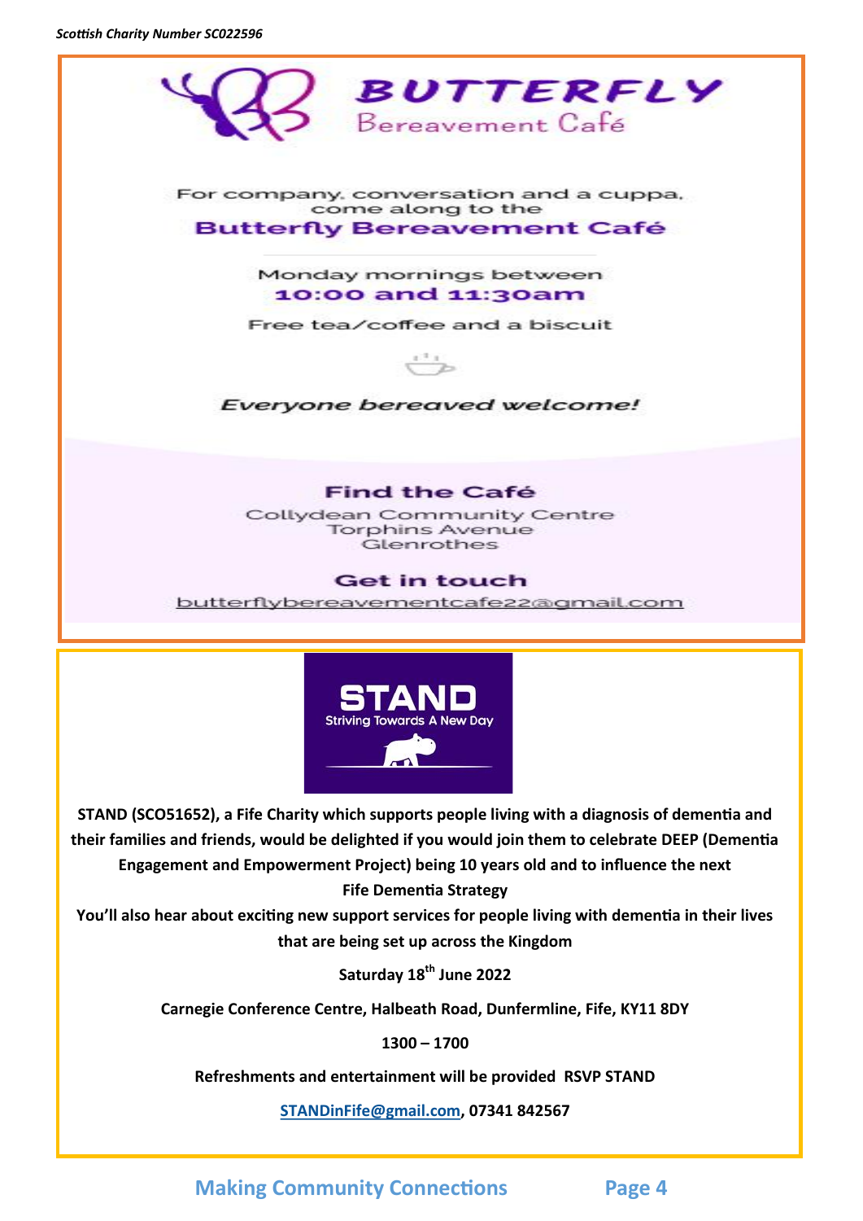*Scottish Charity Number SC022596*

# BUTTERFLY
## Bereavement Café

For company, conversation and a cuppa, come along to the

**Butterfly Bereavement Café**

Monday mornings between
**10:00 and 11:30am**

Free tea/coffee and a biscuit

***Everyone bereaved welcome!***

### Find the Café

Collydean Community Centre
Torphins Avenue
Glenrothes

### Get in touch

butterflybereavementcafe22@gmail.com

---

## STAND
Striving Towards A New Day

**STAND (SCO51652), a Fife Charity which supports people living with a diagnosis of dementia and their families and friends, would be delighted if you would join them to celebrate DEEP (Dementia Engagement and Empowerment Project) being 10 years old and to influence the next Fife Dementia Strategy**

**You'll also hear about exciting new support services for people living with dementia in their lives that are being set up across the Kingdom**

**Saturday 18th June 2022**

**Carnegie Conference Centre, Halbeath Road, Dunfermline, Fife, KY11 8DY**

**1300 – 1700**

**Refreshments and entertainment will be provided RSVP STAND**

**STANDinFife@gmail.com, 07341 842567**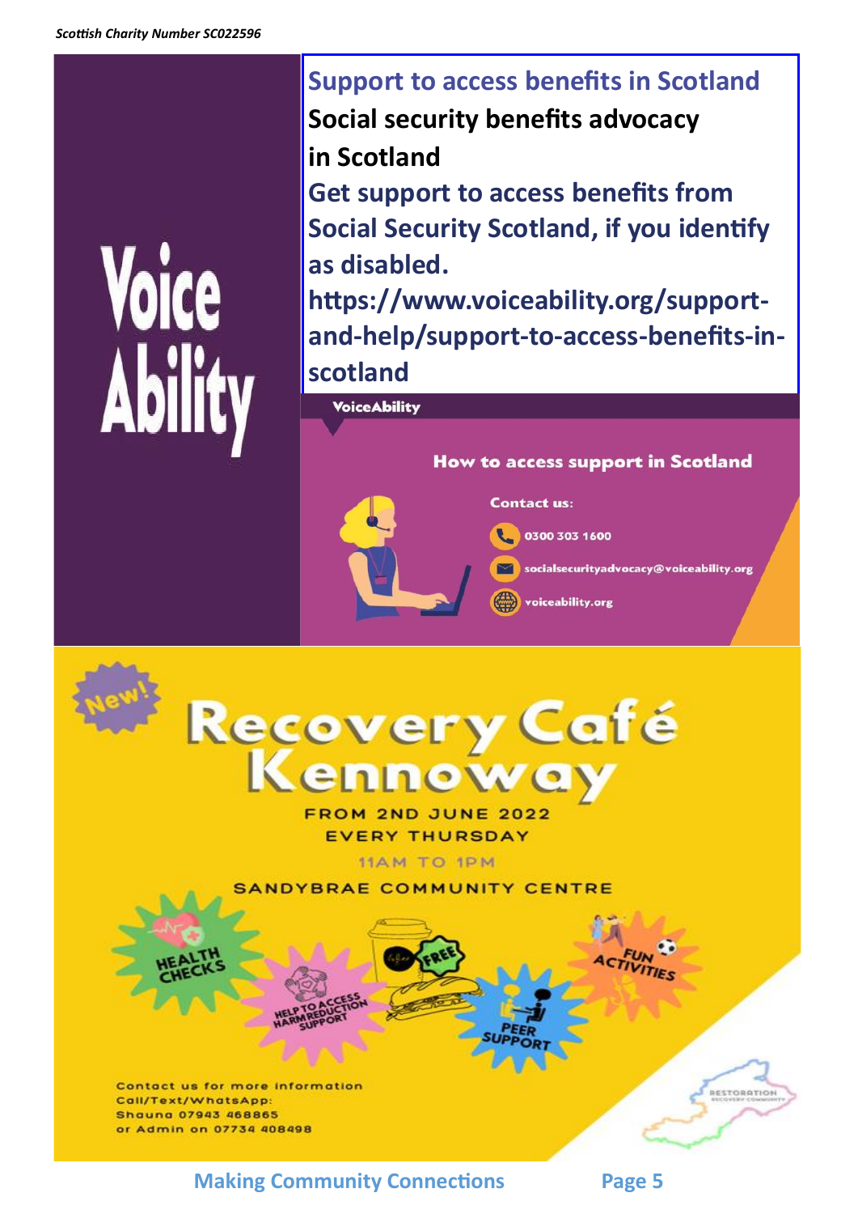Scottish Charity Number SC022596

Voice Ability

## Support to access benefits in Scotland

**Social security benefits advocacy in Scotland**

Get support to access benefits from Social Security Scotland, if you identify as disabled.

https://www.voiceability.org/support-and-help/support-to-access-benefits-in-scotland

VoiceAbility

**How to access support in Scotland**

Contact us:

- 0300 303 1600
- socialsecurityadvocacy@voiceability.org
- voiceability.org

New!

# Recovery Café Kennoway

FROM 2ND JUNE 2022

EVERY THURSDAY

11AM TO 1PM

SANDYBRAE COMMUNITY CENTRE

- HEALTH CHECKS
- HELP TO ACCESS HARM REDUCTION SUPPORT
- FREE
- PEER SUPPORT
- FUN ACTIVITIES

Contact us for more information
Call/Text/WhatsApp:
Shauna 07943 468865
or Admin on 07734 408498

RESTORATION RECOVERY COMMUNITY

Making Community Connections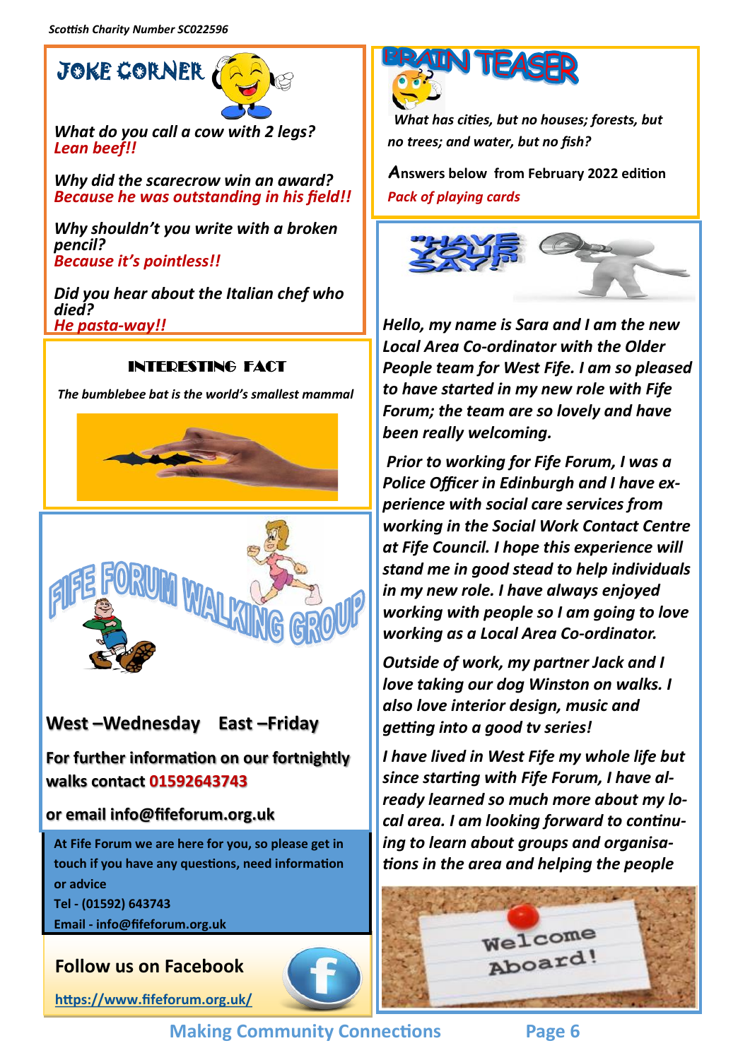Scottish Charity Number SC022596

## JOKE CORNER

*What do you call a cow with 2 legs?*
*Lean beef!!*

*Why did the scarecrow win an award?*
*Because he was outstanding in his field!!*

*Why shouldn't you write with a broken pencil?*
*Because it's pointless!!*

*Did you hear about the Italian chef who died?*
*He pasta-way!!*

## INTERESTING FACT

*The bumblebee bat is the world's smallest mammal*

## FIFE FORUM WALKING GROUP

**West –Wednesday East –Friday**

**For further information on our fortnightly walks contact 01592643743**

**or email info@fifeforum.org.uk**

**At Fife Forum we are here for you, so please get in touch if you have any questions, need information or advice**
**Tel - (01592) 643743**
**Email - info@fifeforum.org.uk**

**Follow us on Facebook**

https://www.fifeforum.org.uk/

## BRAIN TEASER

*What has cities, but no houses; forests, but no trees; and water, but no fish?*

**Answers below from February 2022 edition**
*Pack of playing cards*

## "HAVE YOUR SAY!"

*Hello, my name is Sara and I am the new Local Area Co-ordinator with the Older People team for West Fife. I am so pleased to have started in my new role with Fife Forum; the team are so lovely and have been really welcoming.*

*Prior to working for Fife Forum, I was a Police Officer in Edinburgh and I have experience with social care services from working in the Social Work Contact Centre at Fife Council. I hope this experience will stand me in good stead to help individuals in my new role. I have always enjoyed working with people so I am going to love working as a Local Area Co-ordinator.*

*Outside of work, my partner Jack and I love taking our dog Winston on walks. I also love interior design, music and getting into a good tv series!*

*I have lived in West Fife my whole life but since starting with Fife Forum, I have already learned so much more about my local area. I am looking forward to continuing to learn about groups and organisations in the area and helping the people*

Welcome Aboard!

**Making Community Connections**